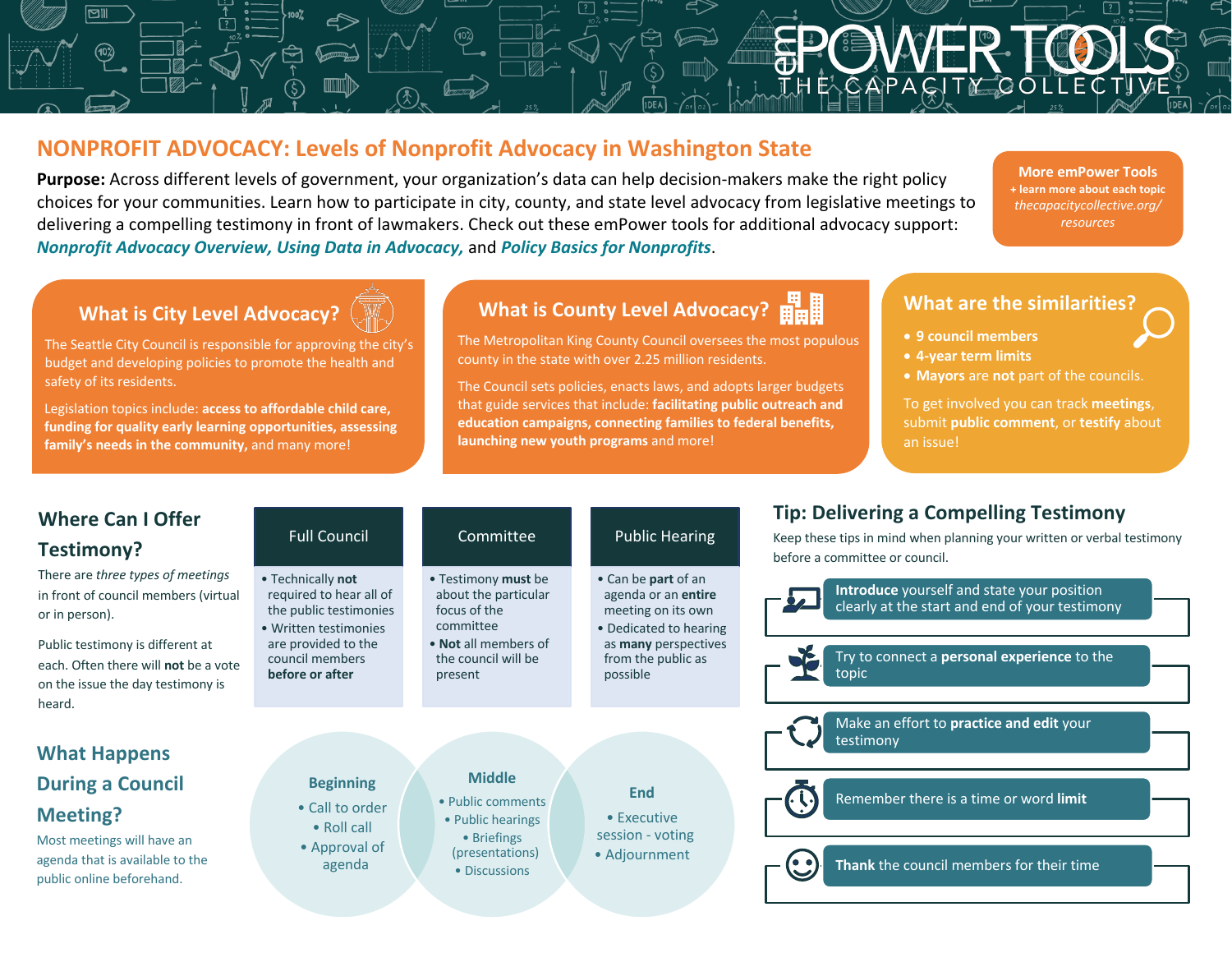# emPOWER TOOLS
THE CAPACITY COLLECTIVE

## NONPROFIT ADVOCACY: Levels of Nonprofit Advocacy in Washington State

**Purpose:** Across different levels of government, your organization's data can help decision-makers make the right policy choices for your communities. Learn how to participate in city, county, and state level advocacy from legislative meetings to delivering a compelling testimony in front of lawmakers. Check out these emPower tools for additional advocacy support: ***Nonprofit Advocacy Overview, Using Data in Advocacy,*** and ***Policy Basics for Nonprofits***.

**More emPower Tools**
**+ learn more about each topic**
*thecapacitycollective.org/resources*

### What is City Level Advocacy?

The Seattle City Council is responsible for approving the city's budget and developing policies to promote the health and safety of its residents.

Legislation topics include: **access to affordable child care, funding for quality early learning opportunities, assessing family's needs in the community,** and many more!

### What is County Level Advocacy?

The Metropolitan King County Council oversees the most populous county in the state with over 2.25 million residents.

The Council sets policies, enacts laws, and adopts larger budgets that guide services that include: **facilitating public outreach and education campaigns, connecting families to federal benefits, launching new youth programs** and more!

### What are the similarities?

- **9 council members**
- **4-year term limits**
- **Mayors** are **not** part of the councils.

To get involved you can track **meetings**, submit **public comment**, or **testify** about an issue!

### Where Can I Offer Testimony?

There are *three types of meetings* in front of council members (virtual or in person).

Public testimony is different at each. Often there will **not** be a vote on the issue the day testimony is heard.

| Full Council | Committee | Public Hearing |
|---|---|---|
| • Technically **not** required to hear all of the public testimonies<br>• Written testimonies are provided to the council members **before or after** | • Testimony **must** be about the particular focus of the committee<br>• **Not** all members of the council will be present | • Can be **part** of an agenda or an **entire** meeting on its own<br>• Dedicated to hearing as **many** perspectives from the public as possible |

### What Happens During a Council Meeting?

Most meetings will have an agenda that is available to the public online beforehand.

**Beginning**
- Call to order
- Roll call
- Approval of agenda

**Middle**
- Public comments
- Public hearings
- Briefings (presentations)
- Discussions

**End**
- Executive session - voting
- Adjournment

### Tip: Delivering a Compelling Testimony

Keep these tips in mind when planning your written or verbal testimony before a committee or council.

- **Introduce** yourself and state your position clearly at the start and end of your testimony
- Try to connect a **personal experience** to the topic
- Make an effort to **practice and edit** your testimony
- Remember there is a time or word **limit**
- **Thank** the council members for their time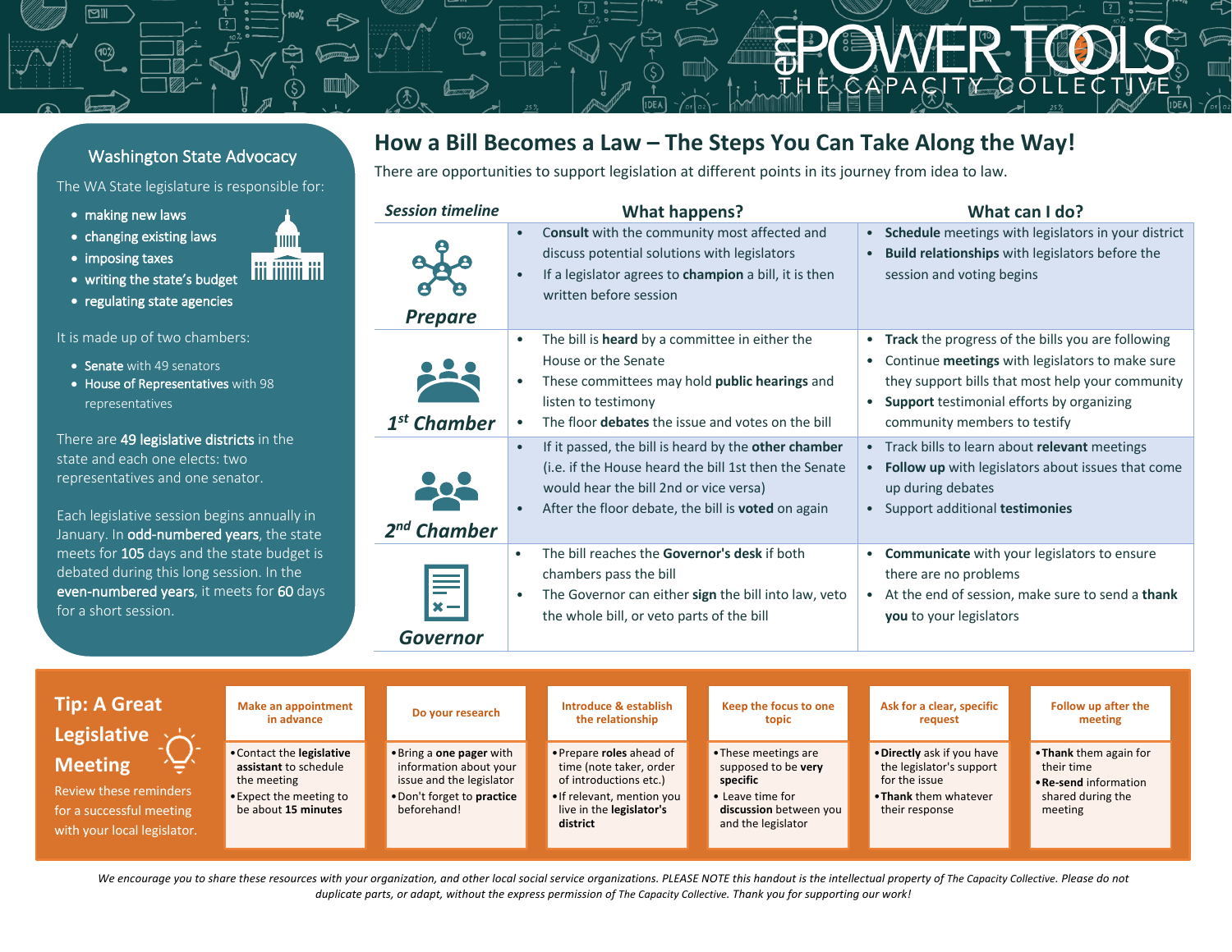POWER TOOLS
THE CAPACITY COLLECTIVE

## Washington State Advocacy

The WA State legislature is responsible for:

- making new laws
- changing existing laws
- imposing taxes
- writing the state's budget
- regulating state agencies

It is made up of two chambers:

- Senate with 49 senators
- House of Representatives with 98 representatives

There are 49 **legislative districts** in the state and each one elects: two representatives and one senator.

Each legislative session begins annually in January. In **odd-numbered years**, the state meets for **105** days and the state budget is debated during this long session. In the **even-numbered years**, it meets for **60** days for a short session.

# How a Bill Becomes a Law – The Steps You Can Take Along the Way!

There are opportunities to support legislation at different points in its journey from idea to law.

| *Session timeline* | What happens? | What can I do? |
|---|---|---|
| ***Prepare*** | • **Consult** with the community most affected and discuss potential solutions with legislators<br>• If a legislator agrees to **champion** a bill, it is then written before session | • **Schedule** meetings with legislators in your district<br>• **Build relationships** with legislators before the session and voting begins |
| ***1st Chamber*** | • The bill is **heard** by a committee in either the House or the Senate<br>• These committees may hold **public hearings** and listen to testimony<br>• The floor **debates** the issue and votes on the bill | • **Track** the progress of the bills you are following<br>• Continue **meetings** with legislators to make sure they support bills that most help your community<br>• **Support** testimonial efforts by organizing community members to testify |
| ***2nd Chamber*** | • If it passed, the bill is heard by the **other chamber** (i.e. if the House heard the bill 1st then the Senate would hear the bill 2nd or vice versa)<br>• After the floor debate, the bill is **voted** on again | • Track bills to learn about **relevant** meetings<br>• **Follow up** with legislators about issues that come up during debates<br>• Support additional **testimonies** |
| ***Governor*** | • The bill reaches the **Governor's desk** if both chambers pass the bill<br>• The Governor can either **sign** the bill into law, veto the whole bill, or veto parts of the bill | • **Communicate** with your legislators to ensure there are no problems<br>• At the end of session, make sure to send a **thank you** to your legislators |

## Tip: A Great Legislative Meeting

Review these reminders for a successful meeting with your local legislator.

| Make an appointment in advance | Do your research | Introduce & establish the relationship | Keep the focus to one topic | Ask for a clear, specific request | Follow up after the meeting |
|---|---|---|---|---|---|
| • Contact the **legislative assistant** to schedule the meeting<br>• Expect the meeting to be about **15 minutes** | • Bring a **one pager** with information about your issue and the legislator<br>• Don't forget to **practice** beforehand! | • Prepare **roles** ahead of time (note taker, order of introductions etc.)<br>• If relevant, mention you live in the **legislator's district** | • These meetings are supposed to be **very specific**<br>• Leave time for **discussion** between you and the legislator | • **Directly** ask if you have the legislator's support for the issue<br>• **Thank** them whatever their response | • **Thank** them again for their time<br>• **Re-send** information shared during the meeting |

*We encourage you to share these resources with your organization, and other local social service organizations. PLEASE NOTE this handout is the intellectual property of The Capacity Collective. Please do not duplicate parts, or adapt, without the express permission of The Capacity Collective. Thank you for supporting our work!*